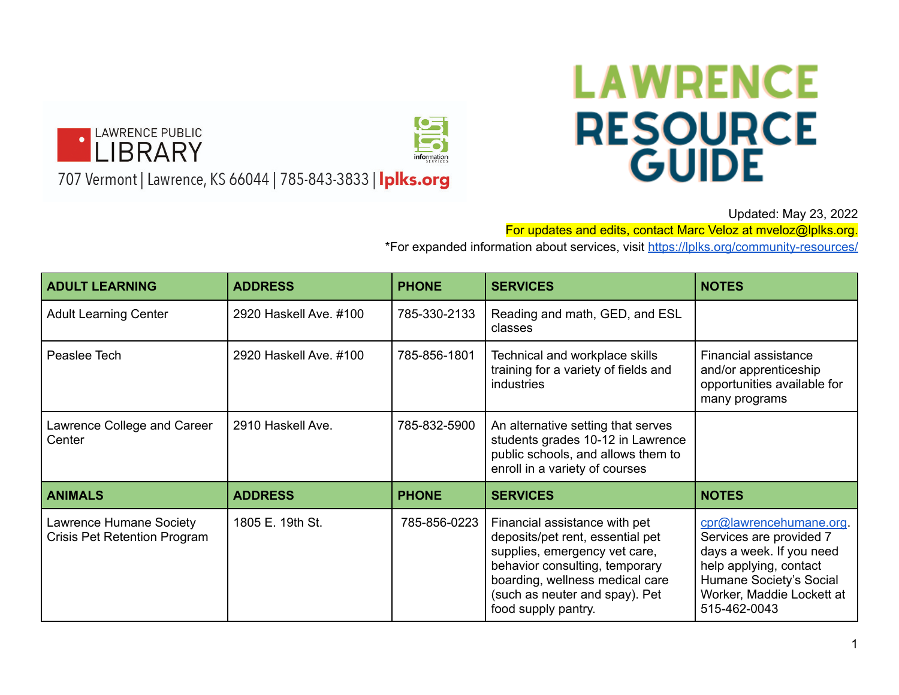LAWRENCE PUBLIC LIBRARY

707 Vermont | Lawrence, KS 66044 | 785-843-3833 | lplks.org

information SERVICES

# LAWRENCE RESOURCE GUIDE

Updated: May 23, 2022

For updates and edits, contact Marc Veloz at mveloz@lplks.org.

*For expanded information about services, visit https://lplks.org/community-resources/

| ADULT LEARNING | ADDRESS | PHONE | SERVICES | NOTES |
|---|---|---|---|---|
| Adult Learning Center | 2920 Haskell Ave. #100 | 785-330-2133 | Reading and math, GED, and ESL classes | |
| Peaslee Tech | 2920 Haskell Ave. #100 | 785-856-1801 | Technical and workplace skills training for a variety of fields and industries | Financial assistance and/or apprenticeship opportunities available for many programs |
| Lawrence College and Career Center | 2910 Haskell Ave. | 785-832-5900 | An alternative setting that serves students grades 10-12 in Lawrence public schools, and allows them to enroll in a variety of courses | |
| **ANIMALS** | **ADDRESS** | **PHONE** | **SERVICES** | **NOTES** |
| Lawrence Humane Society Crisis Pet Retention Program | 1805 E. 19th St. | 785-856-0223 | Financial assistance with pet deposits/pet rent, essential pet supplies, emergency vet care, behavior consulting, temporary boarding, wellness medical care (such as neuter and spay). Pet food supply pantry. | cpr@lawrencehumane.org. Services are provided 7 days a week. If you need help applying, contact Humane Society's Social Worker, Maddie Lockett at 515-462-0043 |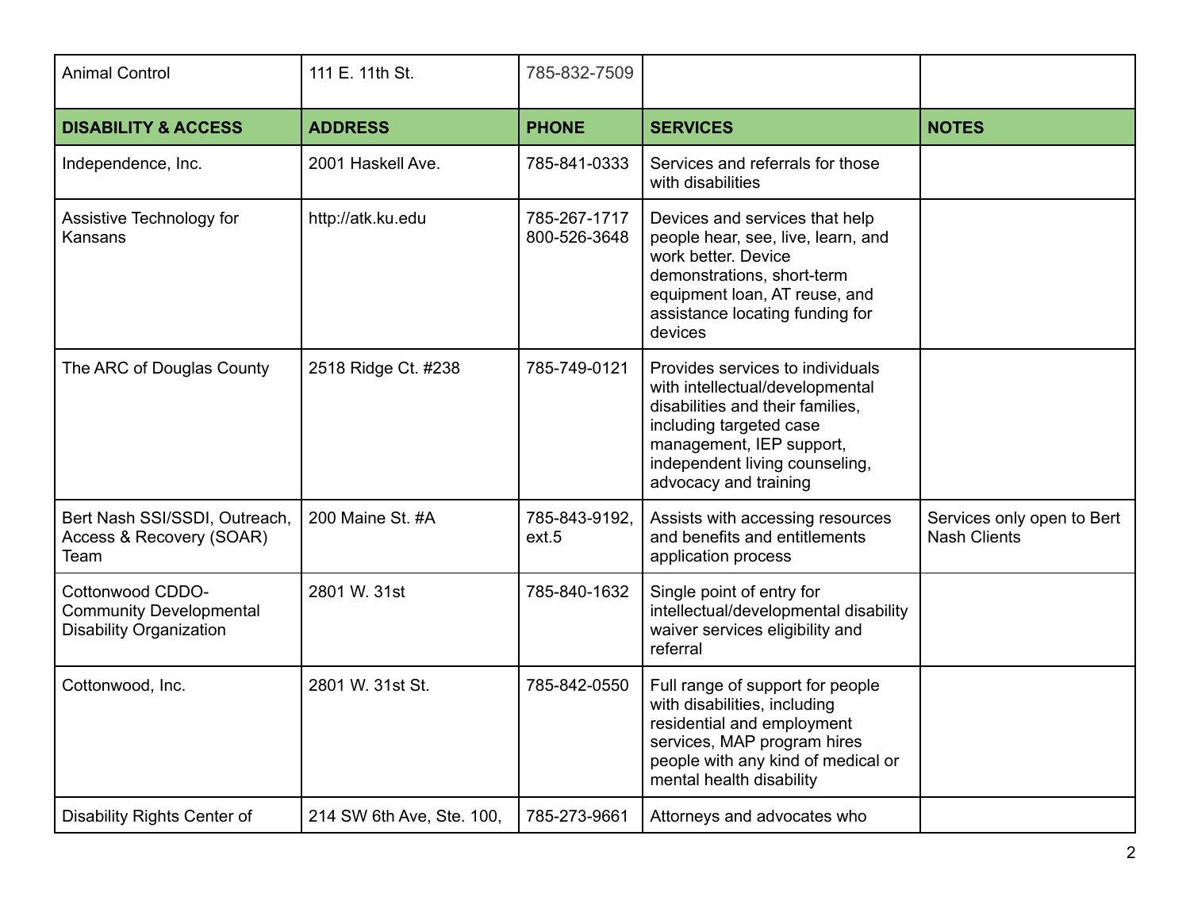| Animal Control | 111 E. 11th St. | 785-832-7509 | | |
|---|---|---|---|---|
| **DISABILITY & ACCESS** | **ADDRESS** | **PHONE** | **SERVICES** | **NOTES** |
| Independence, Inc. | 2001 Haskell Ave. | 785-841-0333 | Services and referrals for those with disabilities | |
| Assistive Technology for Kansans | http://atk.ku.edu | 785-267-1717 800-526-3648 | Devices and services that help people hear, see, live, learn, and work better. Device demonstrations, short-term equipment loan, AT reuse, and assistance locating funding for devices | |
| The ARC of Douglas County | 2518 Ridge Ct. #238 | 785-749-0121 | Provides services to individuals with intellectual/developmental disabilities and their families, including targeted case management, IEP support, independent living counseling, advocacy and training | |
| Bert Nash SSI/SSDI, Outreach, Access & Recovery (SOAR) Team | 200 Maine St. #A | 785-843-9192, ext.5 | Assists with accessing resources and benefits and entitlements application process | Services only open to Bert Nash Clients |
| Cottonwood CDDO- Community Developmental Disability Organization | 2801 W. 31st | 785-840-1632 | Single point of entry for intellectual/developmental disability waiver services eligibility and referral | |
| Cottonwood, Inc. | 2801 W. 31st St. | 785-842-0550 | Full range of support for people with disabilities, including residential and employment services, MAP program hires people with any kind of medical or mental health disability | |
| Disability Rights Center of | 214 SW 6th Ave, Ste. 100, | 785-273-9661 | Attorneys and advocates who | |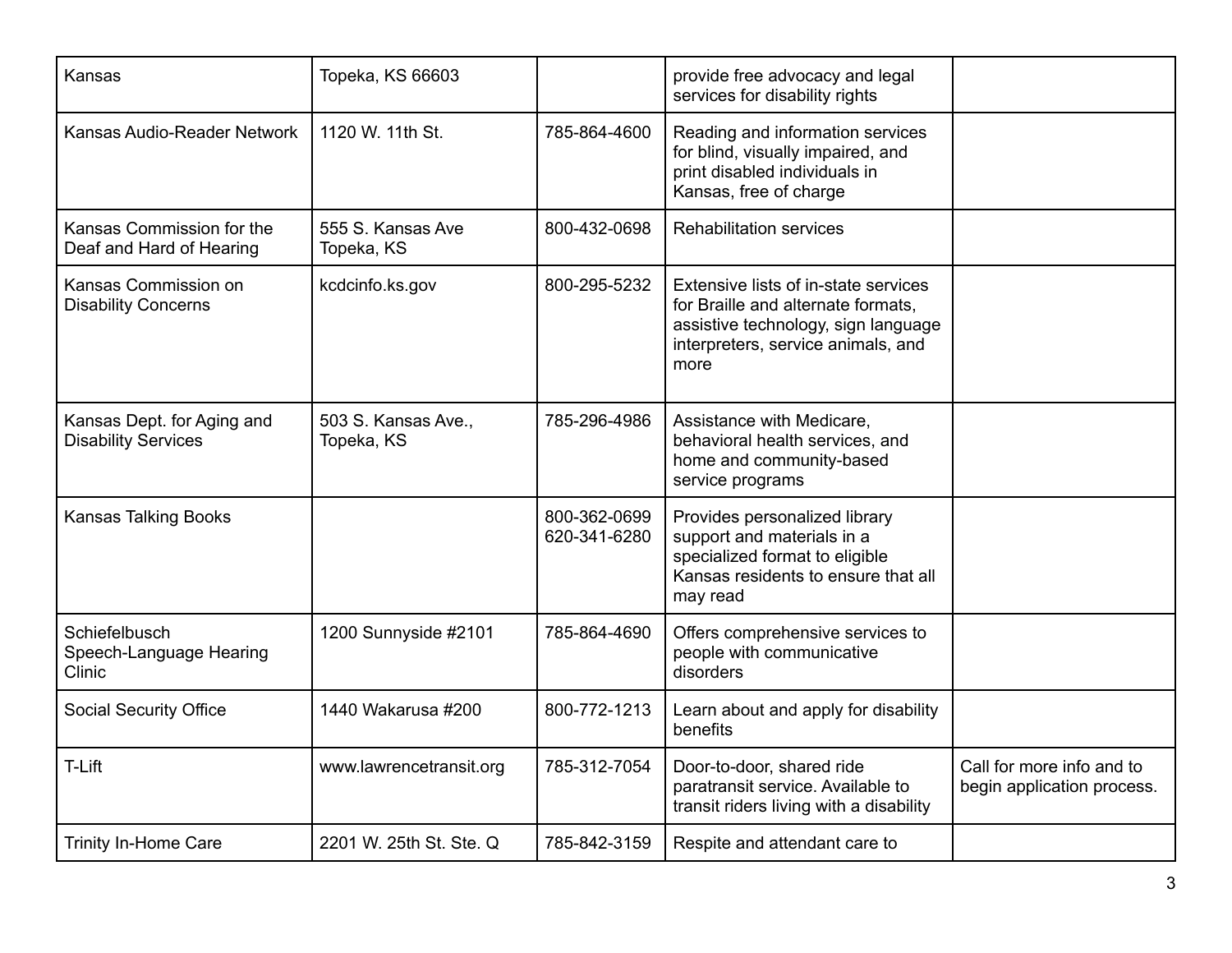| | | | | |
|---|---|---|---|---|
| Kansas | Topeka, KS 66603 | | provide free advocacy and legal services for disability rights | |
| Kansas Audio-Reader Network | 1120 W. 11th St. | 785-864-4600 | Reading and information services for blind, visually impaired, and print disabled individuals in Kansas, free of charge | |
| Kansas Commission for the Deaf and Hard of Hearing | 555 S. Kansas Ave Topeka, KS | 800-432-0698 | Rehabilitation services | |
| Kansas Commission on Disability Concerns | kcdcinfo.ks.gov | 800-295-5232 | Extensive lists of in-state services for Braille and alternate formats, assistive technology, sign language interpreters, service animals, and more | |
| Kansas Dept. for Aging and Disability Services | 503 S. Kansas Ave., Topeka, KS | 785-296-4986 | Assistance with Medicare, behavioral health services, and home and community-based service programs | |
| Kansas Talking Books | | 800-362-0699 620-341-6280 | Provides personalized library support and materials in a specialized format to eligible Kansas residents to ensure that all may read | |
| Schiefelbusch Speech-Language Hearing Clinic | 1200 Sunnyside #2101 | 785-864-4690 | Offers comprehensive services to people with communicative disorders | |
| Social Security Office | 1440 Wakarusa #200 | 800-772-1213 | Learn about and apply for disability benefits | |
| T-Lift | www.lawrencetransit.org | 785-312-7054 | Door-to-door, shared ride paratransit service. Available to transit riders living with a disability | Call for more info and to begin application process. |
| Trinity In-Home Care | 2201 W. 25th St. Ste. Q | 785-842-3159 | Respite and attendant care to | |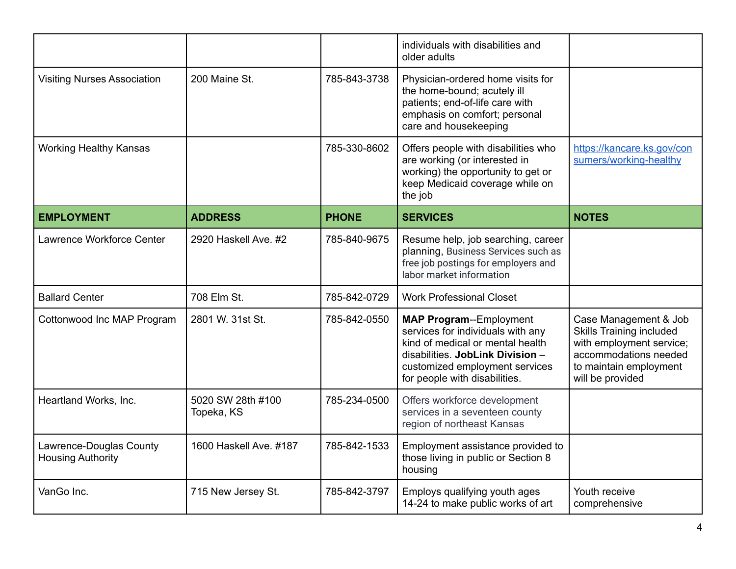| | | | individuals with disabilities and older adults | |
|---|---|---|---|---|
| Visiting Nurses Association | 200 Maine St. | 785-843-3738 | Physician-ordered home visits for the home-bound; acutely ill patients; end-of-life care with emphasis on comfort; personal care and housekeeping | |
| Working Healthy Kansas | | 785-330-8602 | Offers people with disabilities who are working (or interested in working) the opportunity to get or keep Medicaid coverage while on the job | https://kancare.ks.gov/consumers/working-healthy |

| **EMPLOYMENT** | **ADDRESS** | **PHONE** | **SERVICES** | **NOTES** |
|---|---|---|---|---|
| Lawrence Workforce Center | 2920 Haskell Ave. #2 | 785-840-9675 | Resume help, job searching, career planning, Business Services such as free job postings for employers and labor market information | |
| Ballard Center | 708 Elm St. | 785-842-0729 | Work Professional Closet | |
| Cottonwood Inc MAP Program | 2801 W. 31st St. | 785-842-0550 | **MAP Program**--Employment services for individuals with any kind of medical or mental health disabilities. **JobLink Division** – customized employment services for people with disabilities. | Case Management & Job Skills Training included with employment service; accommodations needed to maintain employment will be provided |
| Heartland Works, Inc. | 5020 SW 28th #100 Topeka, KS | 785-234-0500 | Offers workforce development services in a seventeen county region of northeast Kansas | |
| Lawrence-Douglas County Housing Authority | 1600 Haskell Ave. #187 | 785-842-1533 | Employment assistance provided to those living in public or Section 8 housing | |
| VanGo Inc. | 715 New Jersey St. | 785-842-3797 | Employs qualifying youth ages 14-24 to make public works of art | Youth receive comprehensive |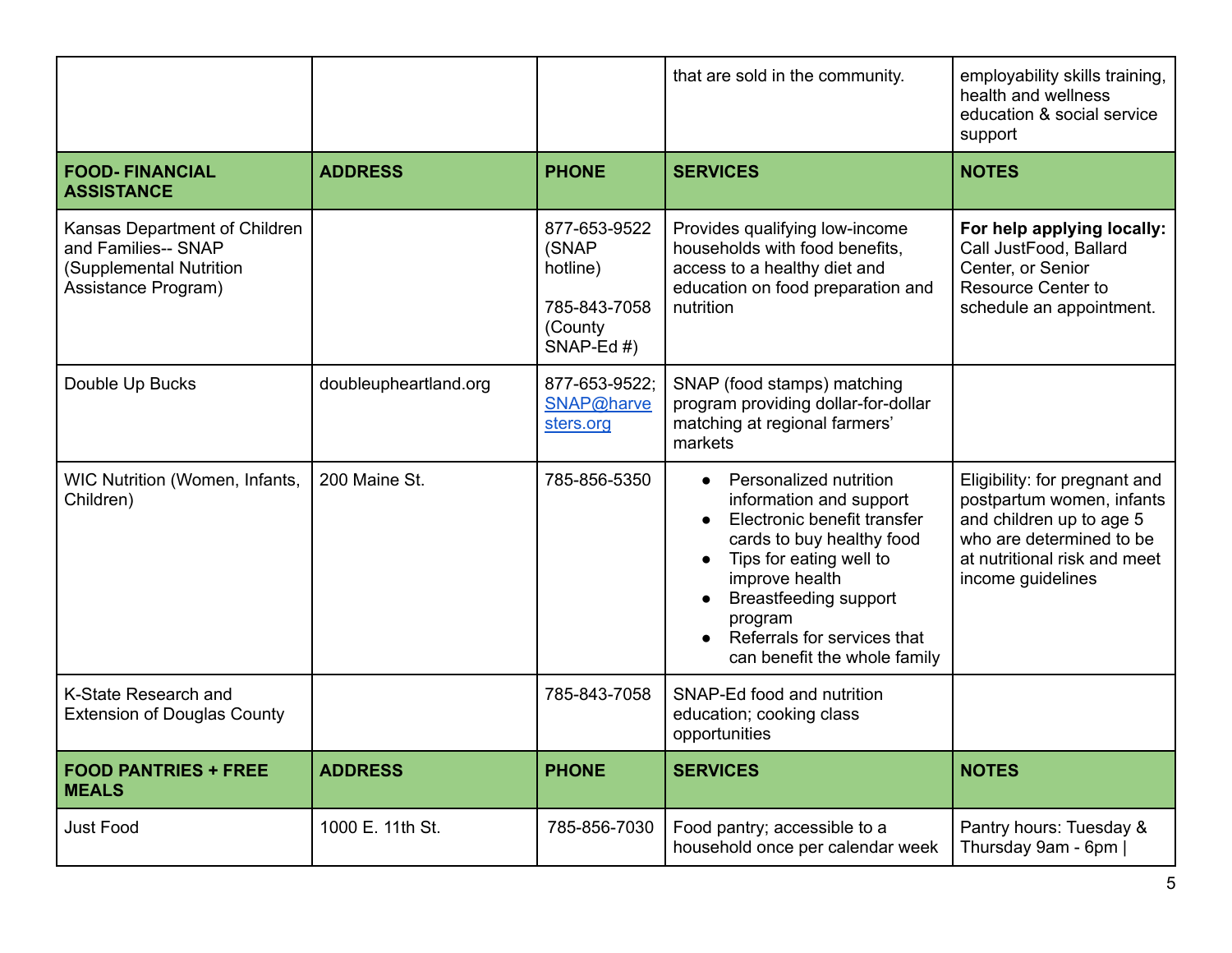| | | | that are sold in the community. | employability skills training, health and wellness education & social service support |
|---|---|---|---|---|
| **FOOD- FINANCIAL ASSISTANCE** | **ADDRESS** | **PHONE** | **SERVICES** | **NOTES** |
| Kansas Department of Children and Families-- SNAP (Supplemental Nutrition Assistance Program) | | 877-653-9522 (SNAP hotline)<br><br>785-843-7058 (County SNAP-Ed #) | Provides qualifying low-income households with food benefits, access to a healthy diet and education on food preparation and nutrition | **For help applying locally:** Call JustFood, Ballard Center, or Senior Resource Center to schedule an appointment. |
| Double Up Bucks | doubleupheartland.org | 877-653-9522; SNAP@harvesters.org | SNAP (food stamps) matching program providing dollar-for-dollar matching at regional farmers' markets | |
| WIC Nutrition (Women, Infants, Children) | 200 Maine St. | 785-856-5350 | • Personalized nutrition information and support<br>• Electronic benefit transfer cards to buy healthy food<br>• Tips for eating well to improve health<br>• Breastfeeding support program<br>• Referrals for services that can benefit the whole family | Eligibility: for pregnant and postpartum women, infants and children up to age 5 who are determined to be at nutritional risk and meet income guidelines |
| K-State Research and Extension of Douglas County | | 785-843-7058 | SNAP-Ed food and nutrition education; cooking class opportunities | |
| **FOOD PANTRIES + FREE MEALS** | **ADDRESS** | **PHONE** | **SERVICES** | **NOTES** |
| Just Food | 1000 E. 11th St. | 785-856-7030 | Food pantry; accessible to a household once per calendar week | Pantry hours: Tuesday & Thursday 9am - 6pm \| |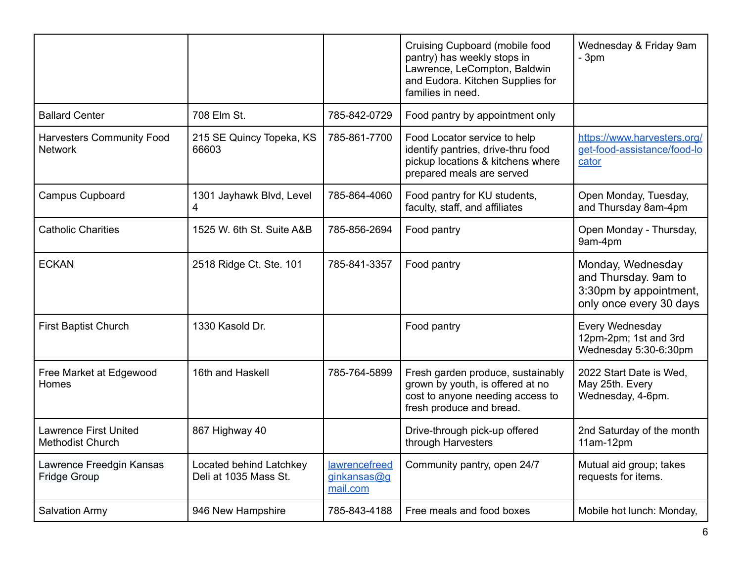| | | | | |
|---|---|---|---|---|
| | | | Cruising Cupboard (mobile food pantry) has weekly stops in Lawrence, LeCompton, Baldwin and Eudora. Kitchen Supplies for families in need. | Wednesday & Friday 9am - 3pm |
| Ballard Center | 708 Elm St. | 785-842-0729 | Food pantry by appointment only | |
| Harvesters Community Food Network | 215 SE Quincy Topeka, KS 66603 | 785-861-7700 | Food Locator service to help identify pantries, drive-thru food pickup locations & kitchens where prepared meals are served | [https://www.harvesters.org/get-food-assistance/food-locator](https://www.harvesters.org/get-food-assistance/food-locator) |
| Campus Cupboard | 1301 Jayhawk Blvd, Level 4 | 785-864-4060 | Food pantry for KU students, faculty, staff, and affiliates | Open Monday, Tuesday, and Thursday 8am-4pm |
| Catholic Charities | 1525 W. 6th St. Suite A&B | 785-856-2694 | Food pantry | Open Monday - Thursday, 9am-4pm |
| ECKAN | 2518 Ridge Ct. Ste. 101 | 785-841-3357 | Food pantry | Monday, Wednesday and Thursday. 9am to 3:30pm by appointment, only once every 30 days |
| First Baptist Church | 1330 Kasold Dr. | | Food pantry | Every Wednesday 12pm-2pm; 1st and 3rd Wednesday 5:30-6:30pm |
| Free Market at Edgewood Homes | 16th and Haskell | 785-764-5899 | Fresh garden produce, sustainably grown by youth, is offered at no cost to anyone needing access to fresh produce and bread. | 2022 Start Date is Wed, May 25th. Every Wednesday, 4-6pm. |
| Lawrence First United Methodist Church | 867 Highway 40 | | Drive-through pick-up offered through Harvesters | 2nd Saturday of the month 11am-12pm |
| Lawrence Freedgin Kansas Fridge Group | Located behind Latchkey Deli at 1035 Mass St. | [lawrencefreedginkansas@gmail.com](mailto:lawrencefreedginkansas@gmail.com) | Community pantry, open 24/7 | Mutual aid group; takes requests for items. |
| Salvation Army | 946 New Hampshire | 785-843-4188 | Free meals and food boxes | Mobile hot lunch: Monday, |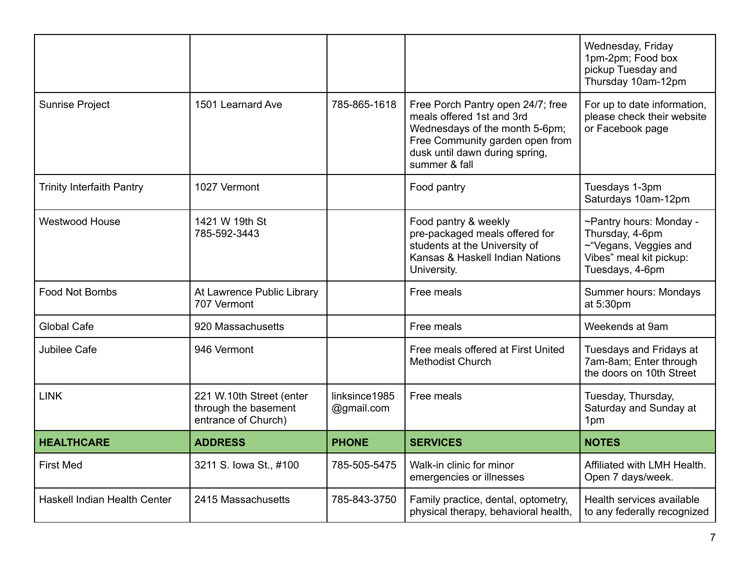| | | | | Wednesday, Friday 1pm-2pm; Food box pickup Tuesday and Thursday 10am-12pm |
|---|---|---|---|---|
| Sunrise Project | 1501 Learnard Ave | 785-865-1618 | Free Porch Pantry open 24/7; free meals offered 1st and 3rd Wednesdays of the month 5-6pm; Free Community garden open from dusk until dawn during spring, summer & fall | For up to date information, please check their website or Facebook page |
| Trinity Interfaith Pantry | 1027 Vermont | | Food pantry | Tuesdays 1-3pm Saturdays 10am-12pm |
| Westwood House | 1421 W 19th St 785-592-3443 | | Food pantry & weekly pre-packaged meals offered for students at the University of Kansas & Haskell Indian Nations University. | ~Pantry hours: Monday - Thursday, 4-6pm ~"Vegans, Veggies and Vibes" meal kit pickup: Tuesdays, 4-6pm |
| Food Not Bombs | At Lawrence Public Library 707 Vermont | | Free meals | Summer hours: Mondays at 5:30pm |
| Global Cafe | 920 Massachusetts | | Free meals | Weekends at 9am |
| Jubilee Cafe | 946 Vermont | | Free meals offered at First United Methodist Church | Tuesdays and Fridays at 7am-8am; Enter through the doors on 10th Street |
| LINK | 221 W.10th Street (enter through the basement entrance of Church) | linksince1985@gmail.com | Free meals | Tuesday, Thursday, Saturday and Sunday at 1pm |
| **HEALTHCARE** | **ADDRESS** | **PHONE** | **SERVICES** | **NOTES** |
| First Med | 3211 S. Iowa St., #100 | 785-505-5475 | Walk-in clinic for minor emergencies or illnesses | Affiliated with LMH Health. Open 7 days/week. |
| Haskell Indian Health Center | 2415 Massachusetts | 785-843-3750 | Family practice, dental, optometry, physical therapy, behavioral health, | Health services available to any federally recognized |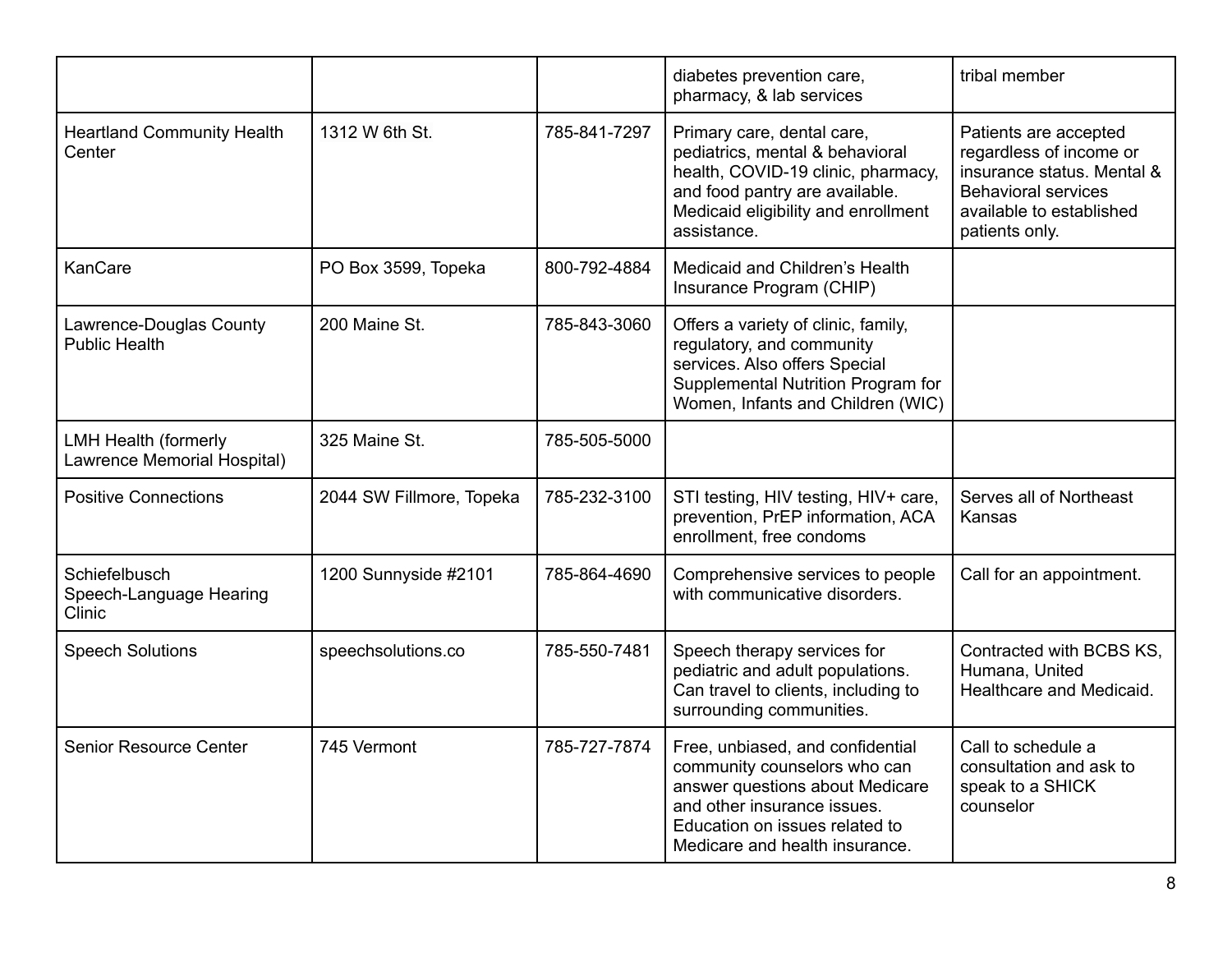| | | | | |
|---|---|---|---|---|
| | | | diabetes prevention care, pharmacy, & lab services | tribal member |
| Heartland Community Health Center | 1312 W 6th St. | 785-841-7297 | Primary care, dental care, pediatrics, mental & behavioral health, COVID-19 clinic, pharmacy, and food pantry are available. Medicaid eligibility and enrollment assistance. | Patients are accepted regardless of income or insurance status. Mental & Behavioral services available to established patients only. |
| KanCare | PO Box 3599, Topeka | 800-792-4884 | Medicaid and Children's Health Insurance Program (CHIP) | |
| Lawrence-Douglas County Public Health | 200 Maine St. | 785-843-3060 | Offers a variety of clinic, family, regulatory, and community services. Also offers Special Supplemental Nutrition Program for Women, Infants and Children (WIC) | |
| LMH Health (formerly Lawrence Memorial Hospital) | 325 Maine St. | 785-505-5000 | | |
| Positive Connections | 2044 SW Fillmore, Topeka | 785-232-3100 | STI testing, HIV testing, HIV+ care, prevention, PrEP information, ACA enrollment, free condoms | Serves all of Northeast Kansas |
| Schiefelbusch Speech-Language Hearing Clinic | 1200 Sunnyside #2101 | 785-864-4690 | Comprehensive services to people with communicative disorders. | Call for an appointment. |
| Speech Solutions | speechsolutions.co | 785-550-7481 | Speech therapy services for pediatric and adult populations. Can travel to clients, including to surrounding communities. | Contracted with BCBS KS, Humana, United Healthcare and Medicaid. |
| Senior Resource Center | 745 Vermont | 785-727-7874 | Free, unbiased, and confidential community counselors who can answer questions about Medicare and other insurance issues. Education on issues related to Medicare and health insurance. | Call to schedule a consultation and ask to speak to a SHICK counselor |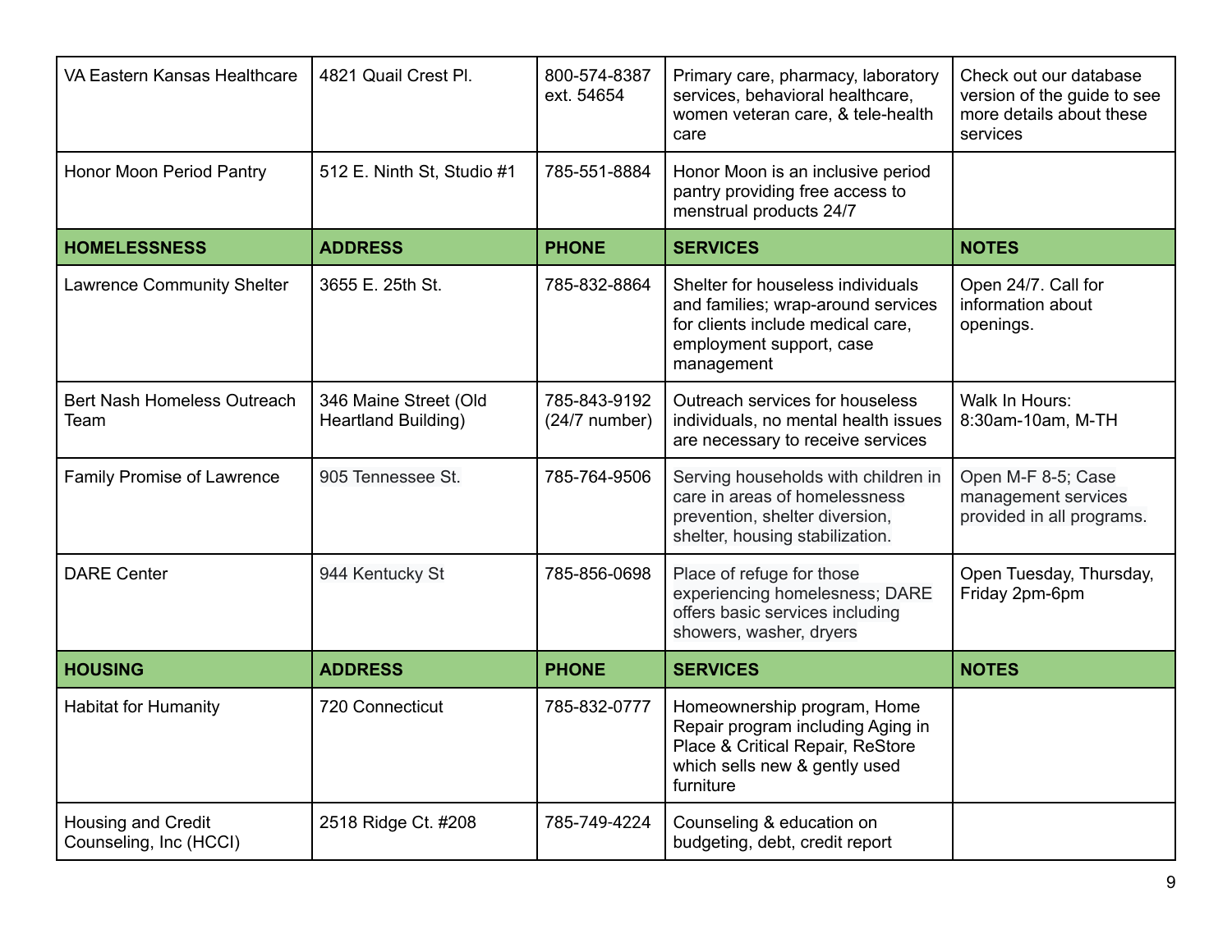| VA Eastern Kansas Healthcare | 4821 Quail Crest Pl. | 800-574-8387 ext. 54654 | Primary care, pharmacy, laboratory services, behavioral healthcare, women veteran care, & tele-health care | Check out our database version of the guide to see more details about these services |
|---|---|---|---|---|
| Honor Moon Period Pantry | 512 E. Ninth St, Studio #1 | 785-551-8884 | Honor Moon is an inclusive period pantry providing free access to menstrual products 24/7 | |
| **HOMELESSNESS** | **ADDRESS** | **PHONE** | **SERVICES** | **NOTES** |
| Lawrence Community Shelter | 3655 E. 25th St. | 785-832-8864 | Shelter for houseless individuals and families; wrap-around services for clients include medical care, employment support, case management | Open 24/7. Call for information about openings. |
| Bert Nash Homeless Outreach Team | 346 Maine Street (Old Heartland Building) | 785-843-9192 (24/7 number) | Outreach services for houseless individuals, no mental health issues are necessary to receive services | Walk In Hours: 8:30am-10am, M-TH |
| Family Promise of Lawrence | 905 Tennessee St. | 785-764-9506 | Serving households with children in care in areas of homelessness prevention, shelter diversion, shelter, housing stabilization. | Open M-F 8-5; Case management services provided in all programs. |
| DARE Center | 944 Kentucky St | 785-856-0698 | Place of refuge for those experiencing homelessness; DARE offers basic services including showers, washer, dryers | Open Tuesday, Thursday, Friday 2pm-6pm |
| **HOUSING** | **ADDRESS** | **PHONE** | **SERVICES** | **NOTES** |
| Habitat for Humanity | 720 Connecticut | 785-832-0777 | Homeownership program, Home Repair program including Aging in Place & Critical Repair, ReStore which sells new & gently used furniture | |
| Housing and Credit Counseling, Inc (HCCI) | 2518 Ridge Ct. #208 | 785-749-4224 | Counseling & education on budgeting, debt, credit report | |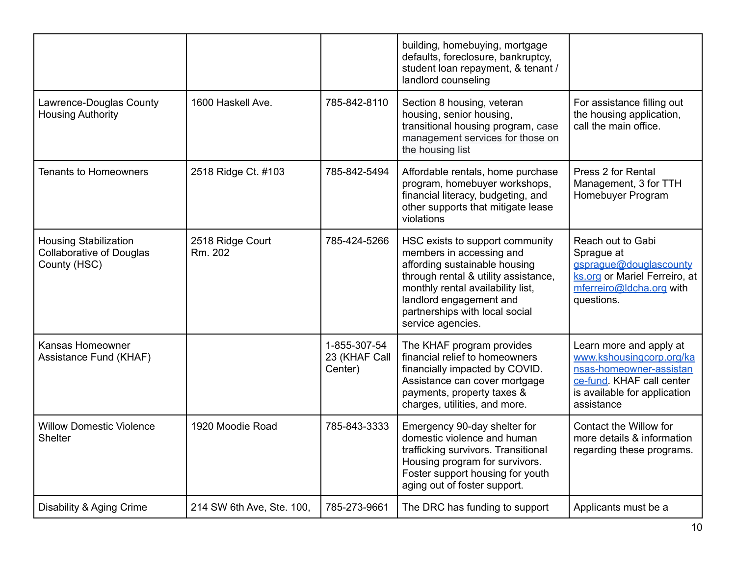| | | | | |
|---|---|---|---|---|
| | | | building, homebuying, mortgage defaults, foreclosure, bankruptcy, student loan repayment, & tenant / landlord counseling | |
| Lawrence-Douglas County Housing Authority | 1600 Haskell Ave. | 785-842-8110 | Section 8 housing, veteran housing, senior housing, transitional housing program, case management services for those on the housing list | For assistance filling out the housing application, call the main office. |
| Tenants to Homeowners | 2518 Ridge Ct. #103 | 785-842-5494 | Affordable rentals, home purchase program, homebuyer workshops, financial literacy, budgeting, and other supports that mitigate lease violations | Press 2 for Rental Management, 3 for TTH Homebuyer Program |
| Housing Stabilization Collaborative of Douglas County (HSC) | 2518 Ridge Court Rm. 202 | 785-424-5266 | HSC exists to support community members in accessing and affording sustainable housing through rental & utility assistance, monthly rental availability list, landlord engagement and partnerships with local social service agencies. | Reach out to Gabi Sprague at gsprague@douglascountyks.org or Mariel Ferreiro, at mferreiro@ldcha.org with questions. |
| Kansas Homeowner Assistance Fund (KHAF) | | 1-855-307-5423 (KHAF Call Center) | The KHAF program provides financial relief to homeowners financially impacted by COVID. Assistance can cover mortgage payments, property taxes & charges, utilities, and more. | Learn more and apply at www.kshousingcorp.org/kansas-homeowner-assistance-fund. KHAF call center is available for application assistance |
| Willow Domestic Violence Shelter | 1920 Moodie Road | 785-843-3333 | Emergency 90-day shelter for domestic violence and human trafficking survivors. Transitional Housing program for survivors. Foster support housing for youth aging out of foster support. | Contact the Willow for more details & information regarding these programs. |
| Disability & Aging Crime | 214 SW 6th Ave, Ste. 100, | 785-273-9661 | The DRC has funding to support | Applicants must be a |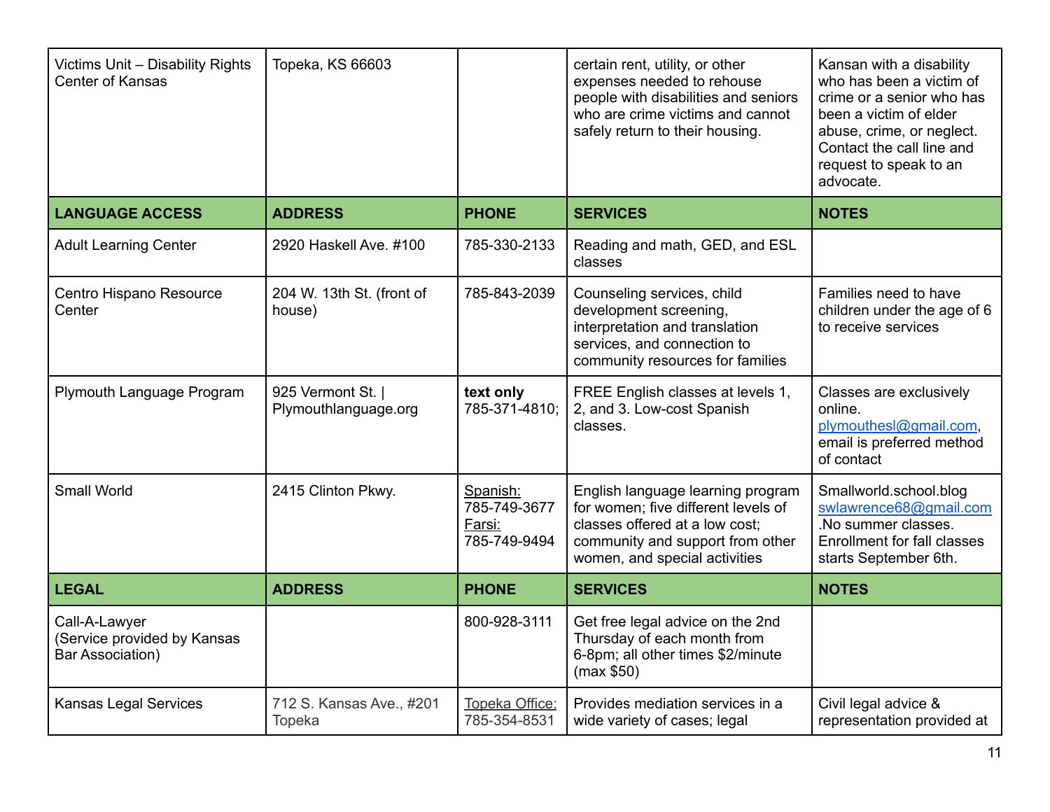| Victims Unit – Disability Rights Center of Kansas | Topeka, KS 66603 | | certain rent, utility, or other expenses needed to rehouse people with disabilities and seniors who are crime victims and cannot safely return to their housing. | Kansan with a disability who has been a victim of crime or a senior who has been a victim of elder abuse, crime, or neglect. Contact the call line and request to speak to an advocate. |
|---|---|---|---|---|
| **LANGUAGE ACCESS** | **ADDRESS** | **PHONE** | **SERVICES** | **NOTES** |
| Adult Learning Center | 2920 Haskell Ave. #100 | 785-330-2133 | Reading and math, GED, and ESL classes | |
| Centro Hispano Resource Center | 204 W. 13th St. (front of house) | 785-843-2039 | Counseling services, child development screening, interpretation and translation services, and connection to community resources for families | Families need to have children under the age of 6 to receive services |
| Plymouth Language Program | 925 Vermont St. \| Plymouthlanguage.org | **text only** 785-371-4810; | FREE English classes at levels 1, 2, and 3. Low-cost Spanish classes. | Classes are exclusively online. plymouthesl@gmail.com, email is preferred method of contact |
| Small World | 2415 Clinton Pkwy. | Spanish: 785-749-3677 Farsi: 785-749-9494 | English language learning program for women; five different levels of classes offered at a low cost; community and support from other women, and special activities | Smallworld.school.blog swlawrence68@gmail.com .No summer classes. Enrollment for fall classes starts September 6th. |
| **LEGAL** | **ADDRESS** | **PHONE** | **SERVICES** | **NOTES** |
| Call-A-Lawyer (Service provided by Kansas Bar Association) | | 800-928-3111 | Get free legal advice on the 2nd Thursday of each month from 6-8pm; all other times $2/minute (max $50) | |
| Kansas Legal Services | 712 S. Kansas Ave., #201 Topeka | Topeka Office: 785-354-8531 | Provides mediation services in a wide variety of cases; legal | Civil legal advice & representation provided at |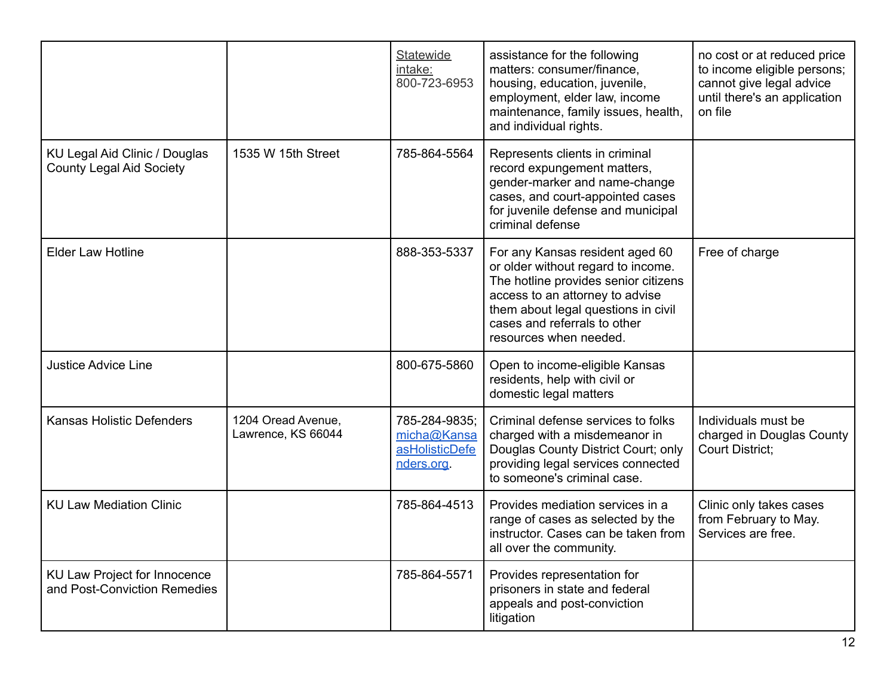| | | | | |
|---|---|---|---|---|
| | | Statewide intake: 800-723-6953 | assistance for the following matters: consumer/finance, housing, education, juvenile, employment, elder law, income maintenance, family issues, health, and individual rights. | no cost or at reduced price to income eligible persons; cannot give legal advice until there's an application on file |
| KU Legal Aid Clinic / Douglas County Legal Aid Society | 1535 W 15th Street | 785-864-5564 | Represents clients in criminal record expungement matters, gender-marker and name-change cases, and court-appointed cases for juvenile defense and municipal criminal defense | |
| Elder Law Hotline | | 888-353-5337 | For any Kansas resident aged 60 or older without regard to income. The hotline provides senior citizens access to an attorney to advise them about legal questions in civil cases and referrals to other resources when needed. | Free of charge |
| Justice Advice Line | | 800-675-5860 | Open to income-eligible Kansas residents, help with civil or domestic legal matters | |
| Kansas Holistic Defenders | 1204 Oread Avenue, Lawrence, KS 66044 | 785-284-9835; micha@KansasHolisticDefenders.org. | Criminal defense services to folks charged with a misdemeanor in Douglas County District Court; only providing legal services connected to someone's criminal case. | Individuals must be charged in Douglas County Court District; |
| KU Law Mediation Clinic | | 785-864-4513 | Provides mediation services in a range of cases as selected by the instructor. Cases can be taken from all over the community. | Clinic only takes cases from February to May. Services are free. |
| KU Law Project for Innocence and Post-Conviction Remedies | | 785-864-5571 | Provides representation for prisoners in state and federal appeals and post-conviction litigation | |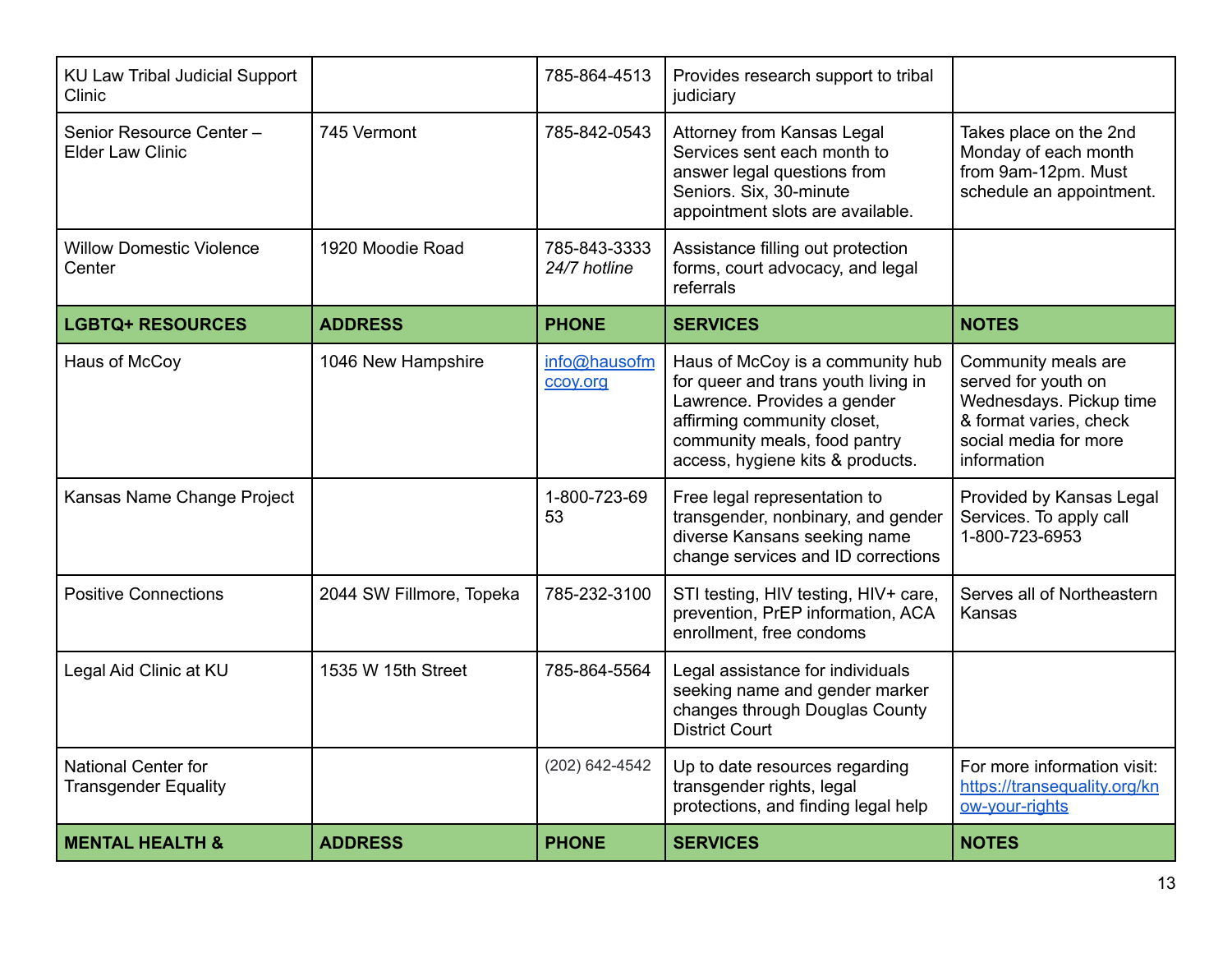| KU Law Tribal Judicial Support Clinic | | 785-864-4513 | Provides research support to tribal judiciary | |
|---|---|---|---|---|
| Senior Resource Center – Elder Law Clinic | 745 Vermont | 785-842-0543 | Attorney from Kansas Legal Services sent each month to answer legal questions from Seniors. Six, 30-minute appointment slots are available. | Takes place on the 2nd Monday of each month from 9am-12pm. Must schedule an appointment. |
| Willow Domestic Violence Center | 1920 Moodie Road | 785-843-3333 *24/7 hotline* | Assistance filling out protection forms, court advocacy, and legal referrals | |
| **LGBTQ+ RESOURCES** | **ADDRESS** | **PHONE** | **SERVICES** | **NOTES** |
| Haus of McCoy | 1046 New Hampshire | info@hausofmccoy.org | Haus of McCoy is a community hub for queer and trans youth living in Lawrence. Provides a gender affirming community closet, community meals, food pantry access, hygiene kits & products. | Community meals are served for youth on Wednesdays. Pickup time & format varies, check social media for more information |
| Kansas Name Change Project | | 1-800-723-6953 | Free legal representation to transgender, nonbinary, and gender diverse Kansans seeking name change services and ID corrections | Provided by Kansas Legal Services. To apply call 1-800-723-6953 |
| Positive Connections | 2044 SW Fillmore, Topeka | 785-232-3100 | STI testing, HIV testing, HIV+ care, prevention, PrEP information, ACA enrollment, free condoms | Serves all of Northeastern Kansas |
| Legal Aid Clinic at KU | 1535 W 15th Street | 785-864-5564 | Legal assistance for individuals seeking name and gender marker changes through Douglas County District Court | |
| National Center for Transgender Equality | | (202) 642-4542 | Up to date resources regarding transgender rights, legal protections, and finding legal help | For more information visit: https://transequality.org/know-your-rights |
| **MENTAL HEALTH &** | **ADDRESS** | **PHONE** | **SERVICES** | **NOTES** |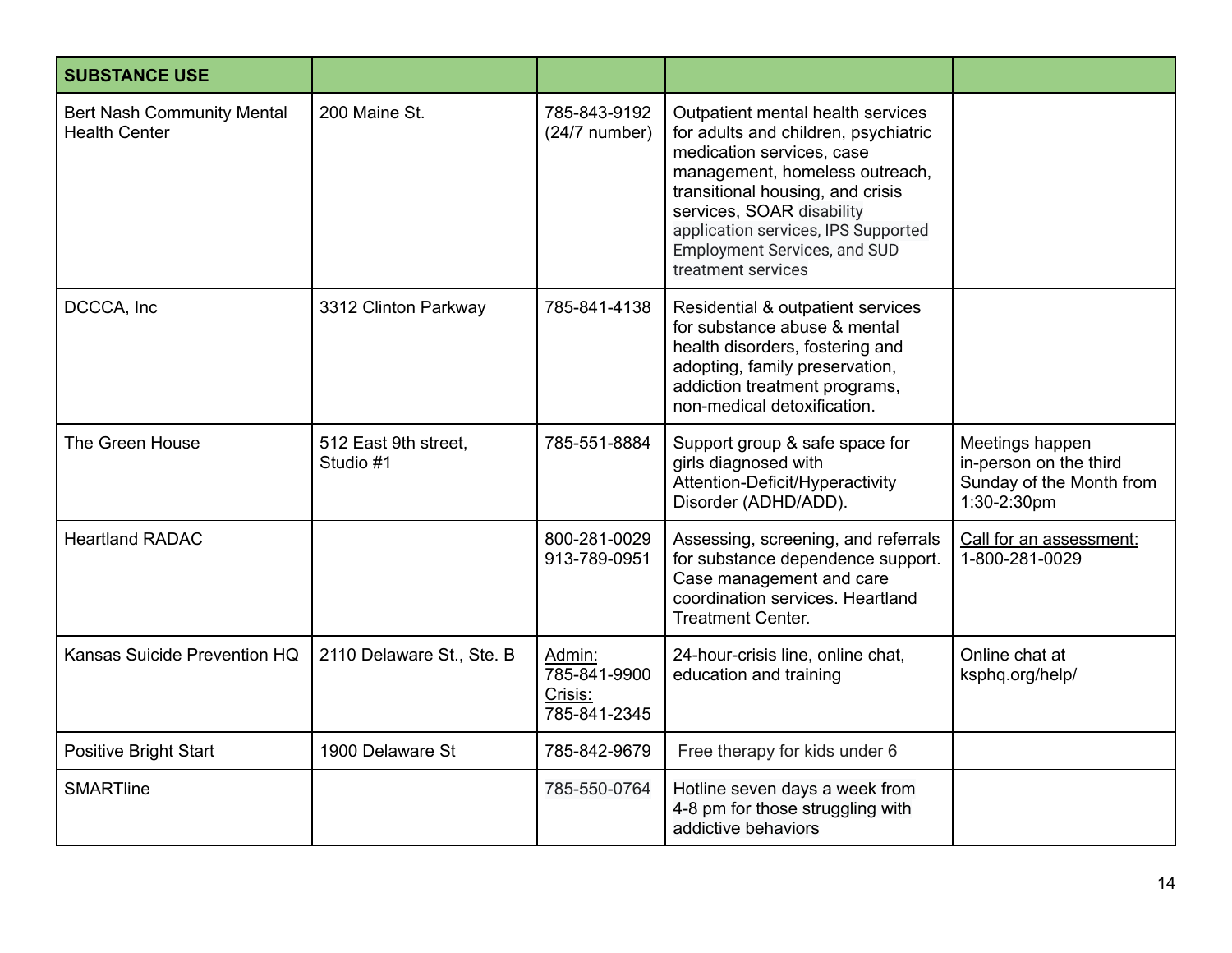| **SUBSTANCE USE** | | | | |
|---|---|---|---|---|
| Bert Nash Community Mental Health Center | 200 Maine St. | 785-843-9192 (24/7 number) | Outpatient mental health services for adults and children, psychiatric medication services, case management, homeless outreach, transitional housing, and crisis services, SOAR disability application services, IPS Supported Employment Services, and SUD treatment services | |
| DCCCA, Inc | 3312 Clinton Parkway | 785-841-4138 | Residential & outpatient services for substance abuse & mental health disorders, fostering and adopting, family preservation, addiction treatment programs, non-medical detoxification. | |
| The Green House | 512 East 9th street, Studio #1 | 785-551-8884 | Support group & safe space for girls diagnosed with Attention-Deficit/Hyperactivity Disorder (ADHD/ADD). | Meetings happen in-person on the third Sunday of the Month from 1:30-2:30pm |
| Heartland RADAC | | 800-281-0029 913-789-0951 | Assessing, screening, and referrals for substance dependence support. Case management and care coordination services. Heartland Treatment Center. | Call for an assessment: 1-800-281-0029 |
| Kansas Suicide Prevention HQ | 2110 Delaware St., Ste. B | Admin: 785-841-9900 Crisis: 785-841-2345 | 24-hour-crisis line, online chat, education and training | Online chat at ksphq.org/help/ |
| Positive Bright Start | 1900 Delaware St | 785-842-9679 | Free therapy for kids under 6 | |
| SMARTline | | 785-550-0764 | Hotline seven days a week from 4-8 pm for those struggling with addictive behaviors | |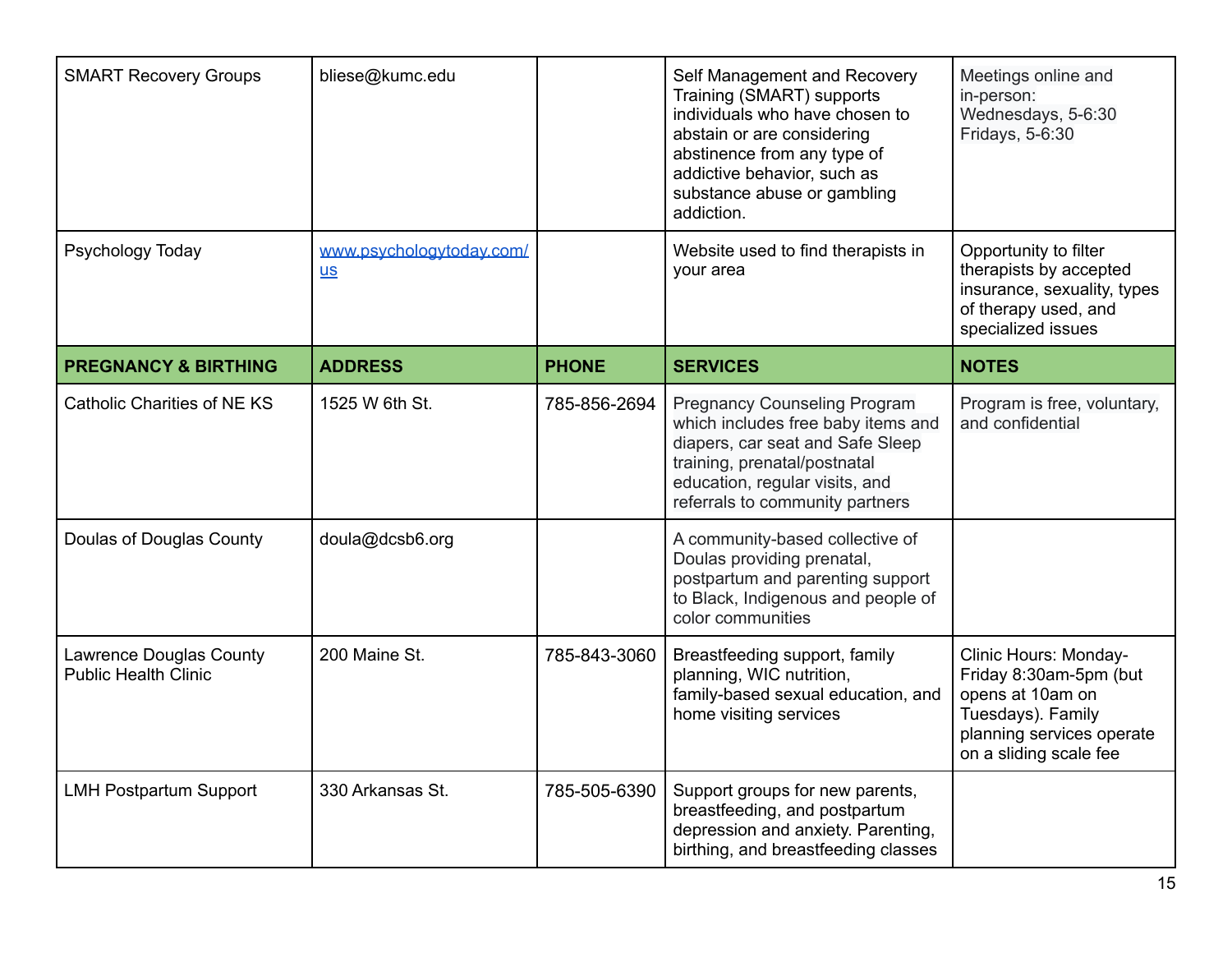| SMART Recovery Groups | bliese@kumc.edu | | Self Management and Recovery Training (SMART) supports individuals who have chosen to abstain or are considering abstinence from any type of addictive behavior, such as substance abuse or gambling addiction. | Meetings online and in-person: Wednesdays, 5-6:30 Fridays, 5-6:30 |
|---|---|---|---|---|
| Psychology Today | [www.psychologytoday.com/us](www.psychologytoday.com/us) | | Website used to find therapists in your area | Opportunity to filter therapists by accepted insurance, sexuality, types of therapy used, and specialized issues |
| **PREGNANCY & BIRTHING** | **ADDRESS** | **PHONE** | **SERVICES** | **NOTES** |
| Catholic Charities of NE KS | 1525 W 6th St. | 785-856-2694 | Pregnancy Counseling Program which includes free baby items and diapers, car seat and Safe Sleep training, prenatal/postnatal education, regular visits, and referrals to community partners | Program is free, voluntary, and confidential |
| Doulas of Douglas County | doula@dcsb6.org | | A community-based collective of Doulas providing prenatal, postpartum and parenting support to Black, Indigenous and people of color communities | |
| Lawrence Douglas County Public Health Clinic | 200 Maine St. | 785-843-3060 | Breastfeeding support, family planning, WIC nutrition, family-based sexual education, and home visiting services | Clinic Hours: Monday-Friday 8:30am-5pm (but opens at 10am on Tuesdays). Family planning services operate on a sliding scale fee |
| LMH Postpartum Support | 330 Arkansas St. | 785-505-6390 | Support groups for new parents, breastfeeding, and postpartum depression and anxiety. Parenting, birthing, and breastfeeding classes | |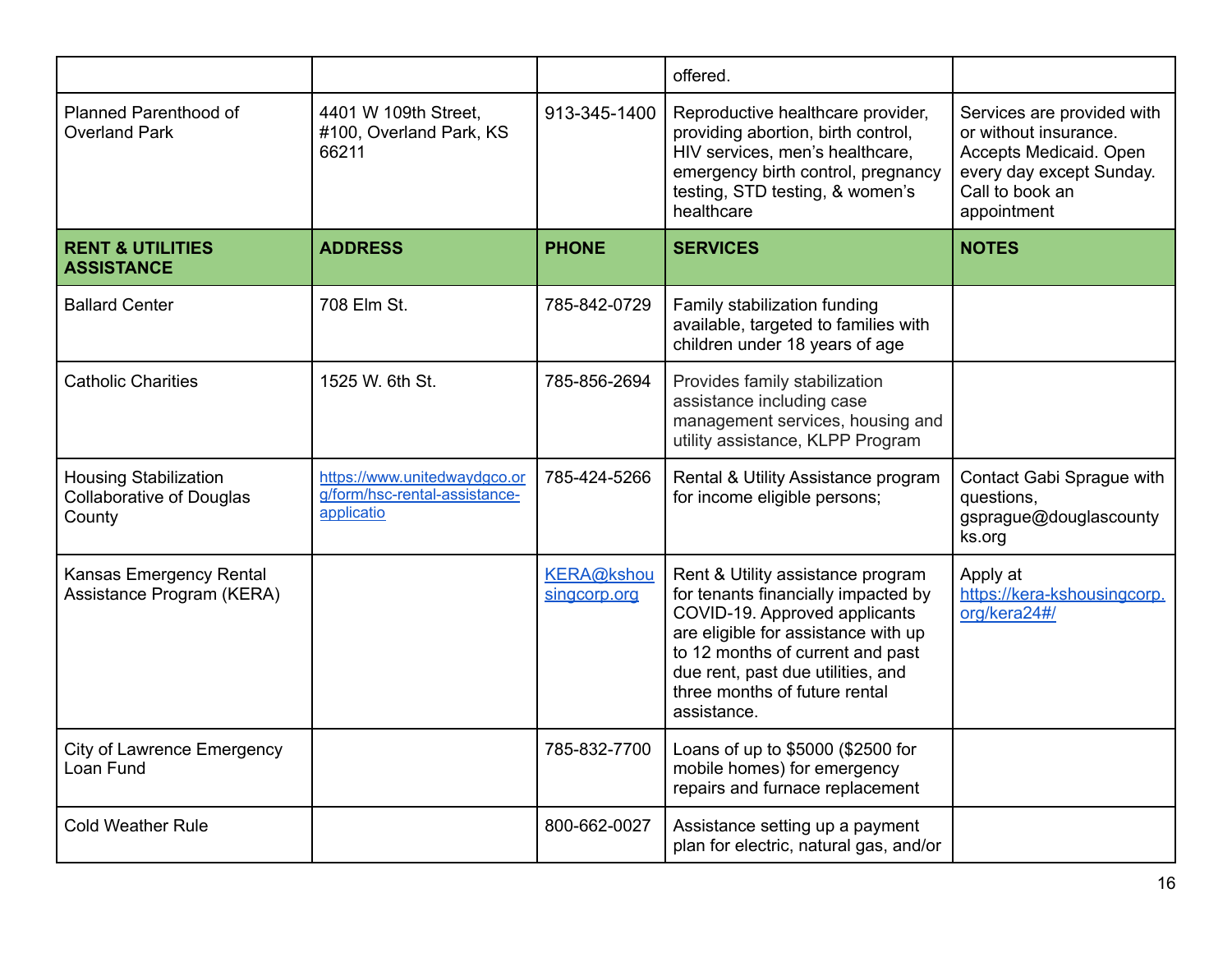| | | | offered. | |
|---|---|---|---|---|
| Planned Parenthood of Overland Park | 4401 W 109th Street, #100, Overland Park, KS 66211 | 913-345-1400 | Reproductive healthcare provider, providing abortion, birth control, HIV services, men's healthcare, emergency birth control, pregnancy testing, STD testing, & women's healthcare | Services are provided with or without insurance. Accepts Medicaid. Open every day except Sunday. Call to book an appointment |
| **RENT & UTILITIES ASSISTANCE** | **ADDRESS** | **PHONE** | **SERVICES** | **NOTES** |
| Ballard Center | 708 Elm St. | 785-842-0729 | Family stabilization funding available, targeted to families with children under 18 years of age | |
| Catholic Charities | 1525 W. 6th St. | 785-856-2694 | Provides family stabilization assistance including case management services, housing and utility assistance, KLPP Program | |
| Housing Stabilization Collaborative of Douglas County | https://www.unitedwaydgco.org/form/hsc-rental-assistance-applicatio | 785-424-5266 | Rental & Utility Assistance program for income eligible persons; | Contact Gabi Sprague with questions, gsprague@douglascountyks.org |
| Kansas Emergency Rental Assistance Program (KERA) | | KERA@kshousingcorp.org | Rent & Utility assistance program for tenants financially impacted by COVID-19. Approved applicants are eligible for assistance with up to 12 months of current and past due rent, past due utilities, and three months of future rental assistance. | Apply at https://kera-kshousingcorp.org/kera24#/ |
| City of Lawrence Emergency Loan Fund | | 785-832-7700 | Loans of up to $5000 ($2500 for mobile homes) for emergency repairs and furnace replacement | |
| Cold Weather Rule | | 800-662-0027 | Assistance setting up a payment plan for electric, natural gas, and/or | |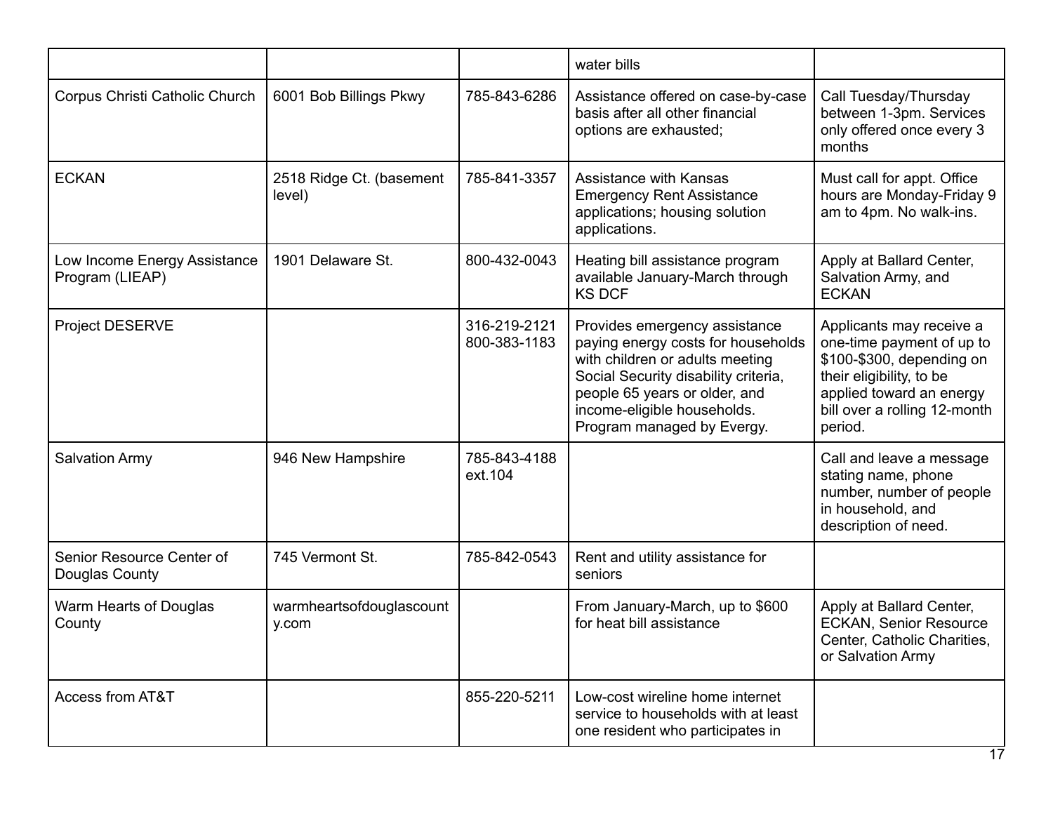| | | | | |
|---|---|---|---|---|
| | | | water bills | |
| Corpus Christi Catholic Church | 6001 Bob Billings Pkwy | 785-843-6286 | Assistance offered on case-by-case basis after all other financial options are exhausted; | Call Tuesday/Thursday between 1-3pm. Services only offered once every 3 months |
| ECKAN | 2518 Ridge Ct. (basement level) | 785-841-3357 | Assistance with Kansas Emergency Rent Assistance applications; housing solution applications. | Must call for appt. Office hours are Monday-Friday 9 am to 4pm. No walk-ins. |
| Low Income Energy Assistance Program (LIEAP) | 1901 Delaware St. | 800-432-0043 | Heating bill assistance program available January-March through KS DCF | Apply at Ballard Center, Salvation Army, and ECKAN |
| Project DESERVE | | 316-219-2121 800-383-1183 | Provides emergency assistance paying energy costs for households with children or adults meeting Social Security disability criteria, people 65 years or older, and income-eligible households. Program managed by Evergy. | Applicants may receive a one-time payment of up to $100-$300, depending on their eligibility, to be applied toward an energy bill over a rolling 12-month period. |
| Salvation Army | 946 New Hampshire | 785-843-4188 ext.104 | | Call and leave a message stating name, phone number, number of people in household, and description of need. |
| Senior Resource Center of Douglas County | 745 Vermont St. | 785-842-0543 | Rent and utility assistance for seniors | |
| Warm Hearts of Douglas County | warmheartsofdouglascounty.com | | From January-March, up to $600 for heat bill assistance | Apply at Ballard Center, ECKAN, Senior Resource Center, Catholic Charities, or Salvation Army |
| Access from AT&T | | 855-220-5211 | Low-cost wireline home internet service to households with at least one resident who participates in | |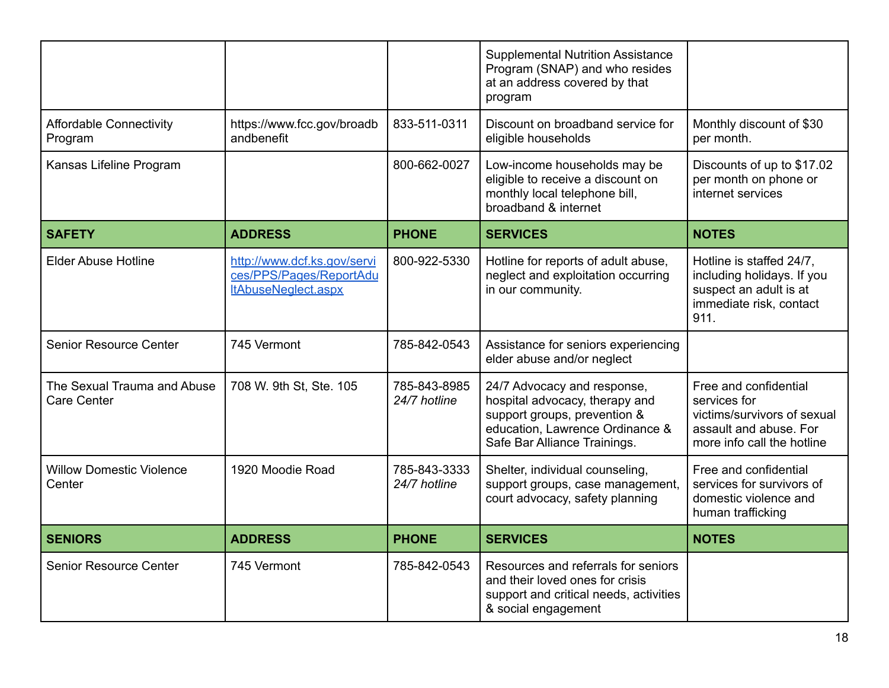| | | | Supplemental Nutrition Assistance Program (SNAP) and who resides at an address covered by that program | |
|---|---|---|---|---|
| Affordable Connectivity Program | https://www.fcc.gov/broadbandbenefit | 833-511-0311 | Discount on broadband service for eligible households | Monthly discount of $30 per month. |
| Kansas Lifeline Program | | 800-662-0027 | Low-income households may be eligible to receive a discount on monthly local telephone bill, broadband & internet | Discounts of up to $17.02 per month on phone or internet services |
| **SAFETY** | **ADDRESS** | **PHONE** | **SERVICES** | **NOTES** |
| Elder Abuse Hotline | [http://www.dcf.ks.gov/services/PPS/Pages/ReportAdultAbuseNeglect.aspx](http://www.dcf.ks.gov/services/PPS/Pages/ReportAdultAbuseNeglect.aspx) | 800-922-5330 | Hotline for reports of adult abuse, neglect and exploitation occurring in our community. | Hotline is staffed 24/7, including holidays. If you suspect an adult is at immediate risk, contact 911. |
| Senior Resource Center | 745 Vermont | 785-842-0543 | Assistance for seniors experiencing elder abuse and/or neglect | |
| The Sexual Trauma and Abuse Care Center | 708 W. 9th St, Ste. 105 | 785-843-8985 *24/7 hotline* | 24/7 Advocacy and response, hospital advocacy, therapy and support groups, prevention & education, Lawrence Ordinance & Safe Bar Alliance Trainings. | Free and confidential services for victims/survivors of sexual assault and abuse. For more info call the hotline |
| Willow Domestic Violence Center | 1920 Moodie Road | 785-843-3333 *24/7 hotline* | Shelter, individual counseling, support groups, case management, court advocacy, safety planning | Free and confidential services for survivors of domestic violence and human trafficking |
| **SENIORS** | **ADDRESS** | **PHONE** | **SERVICES** | **NOTES** |
| Senior Resource Center | 745 Vermont | 785-842-0543 | Resources and referrals for seniors and their loved ones for crisis support and critical needs, activities & social engagement | |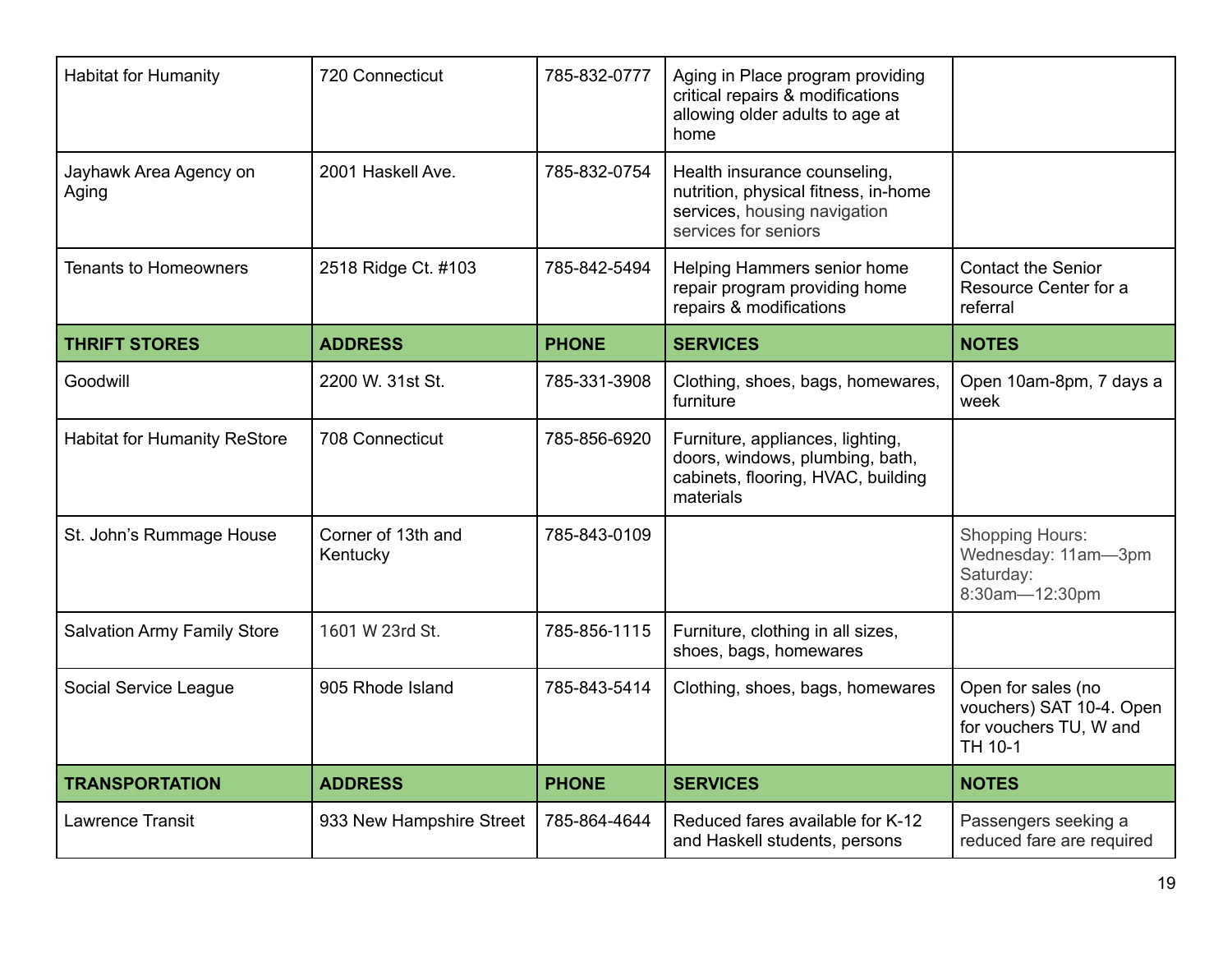| | | | | |
|---|---|---|---|---|
| Habitat for Humanity | 720 Connecticut | 785-832-0777 | Aging in Place program providing critical repairs & modifications allowing older adults to age at home | |
| Jayhawk Area Agency on Aging | 2001 Haskell Ave. | 785-832-0754 | Health insurance counseling, nutrition, physical fitness, in-home services, housing navigation services for seniors | |
| Tenants to Homeowners | 2518 Ridge Ct. #103 | 785-842-5494 | Helping Hammers senior home repair program providing home repairs & modifications | Contact the Senior Resource Center for a referral |
| **THRIFT STORES** | **ADDRESS** | **PHONE** | **SERVICES** | **NOTES** |
| Goodwill | 2200 W. 31st St. | 785-331-3908 | Clothing, shoes, bags, homewares, furniture | Open 10am-8pm, 7 days a week |
| Habitat for Humanity ReStore | 708 Connecticut | 785-856-6920 | Furniture, appliances, lighting, doors, windows, plumbing, bath, cabinets, flooring, HVAC, building materials | |
| St. John's Rummage House | Corner of 13th and Kentucky | 785-843-0109 | | Shopping Hours: Wednesday: 11am—3pm Saturday: 8:30am—12:30pm |
| Salvation Army Family Store | 1601 W 23rd St. | 785-856-1115 | Furniture, clothing in all sizes, shoes, bags, homewares | |
| Social Service League | 905 Rhode Island | 785-843-5414 | Clothing, shoes, bags, homewares | Open for sales (no vouchers) SAT 10-4. Open for vouchers TU, W and TH 10-1 |
| **TRANSPORTATION** | **ADDRESS** | **PHONE** | **SERVICES** | **NOTES** |
| Lawrence Transit | 933 New Hampshire Street | 785-864-4644 | Reduced fares available for K-12 and Haskell students, persons | Passengers seeking a reduced fare are required |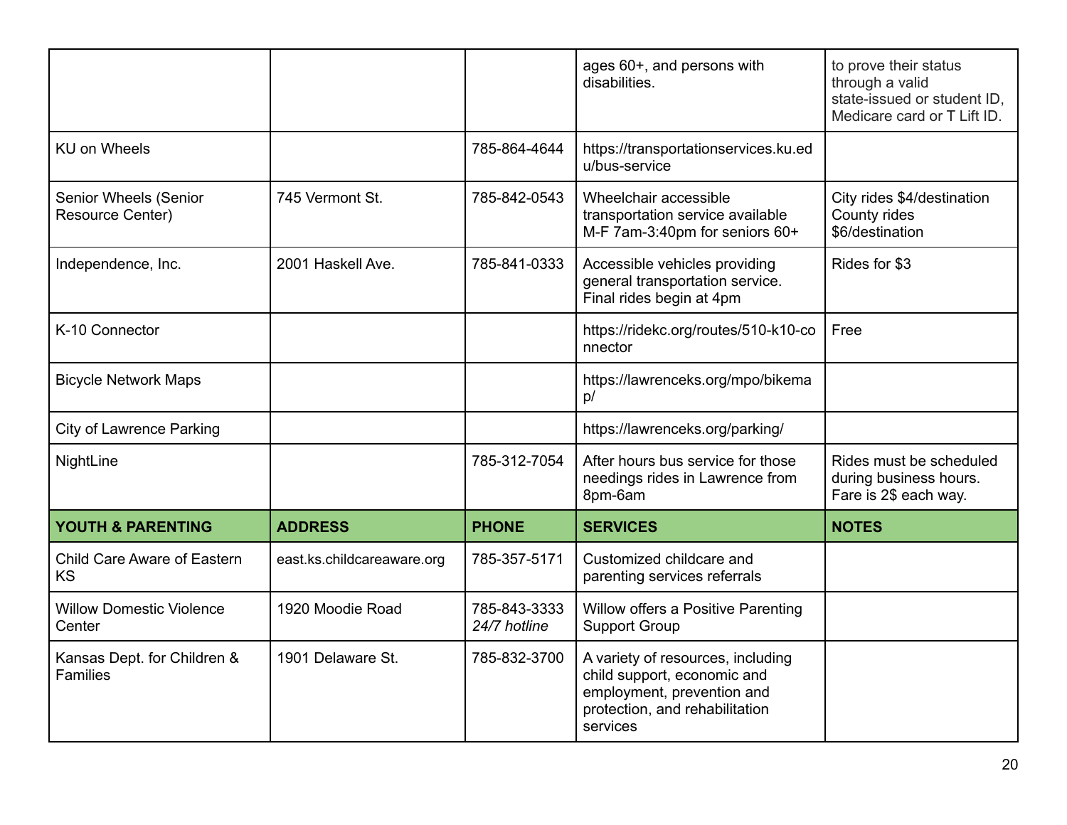| | | | ages 60+, and persons with disabilities. | to prove their status through a valid state-issued or student ID, Medicare card or T Lift ID. |
|---|---|---|---|---|
| KU on Wheels | | 785-864-4644 | https://transportationservices.ku.edu/bus-service | |
| Senior Wheels (Senior Resource Center) | 745 Vermont St. | 785-842-0543 | Wheelchair accessible transportation service available M-F 7am-3:40pm for seniors 60+ | City rides $4/destination County rides $6/destination |
| Independence, Inc. | 2001 Haskell Ave. | 785-841-0333 | Accessible vehicles providing general transportation service. Final rides begin at 4pm | Rides for $3 |
| K-10 Connector | | | https://ridekc.org/routes/510-k10-connector | Free |
| Bicycle Network Maps | | | https://lawrenceks.org/mpo/bikemap/ | |
| City of Lawrence Parking | | | https://lawrenceks.org/parking/ | |
| NightLine | | 785-312-7054 | After hours bus service for those needings rides in Lawrence from 8pm-6am | Rides must be scheduled during business hours. Fare is 2$ each way. |
| **YOUTH & PARENTING** | **ADDRESS** | **PHONE** | **SERVICES** | **NOTES** |
| Child Care Aware of Eastern KS | east.ks.childcareaware.org | 785-357-5171 | Customized childcare and parenting services referrals | |
| Willow Domestic Violence Center | 1920 Moodie Road | 785-843-3333 *24/7 hotline* | Willow offers a Positive Parenting Support Group | |
| Kansas Dept. for Children & Families | 1901 Delaware St. | 785-832-3700 | A variety of resources, including child support, economic and employment, prevention and protection, and rehabilitation services | |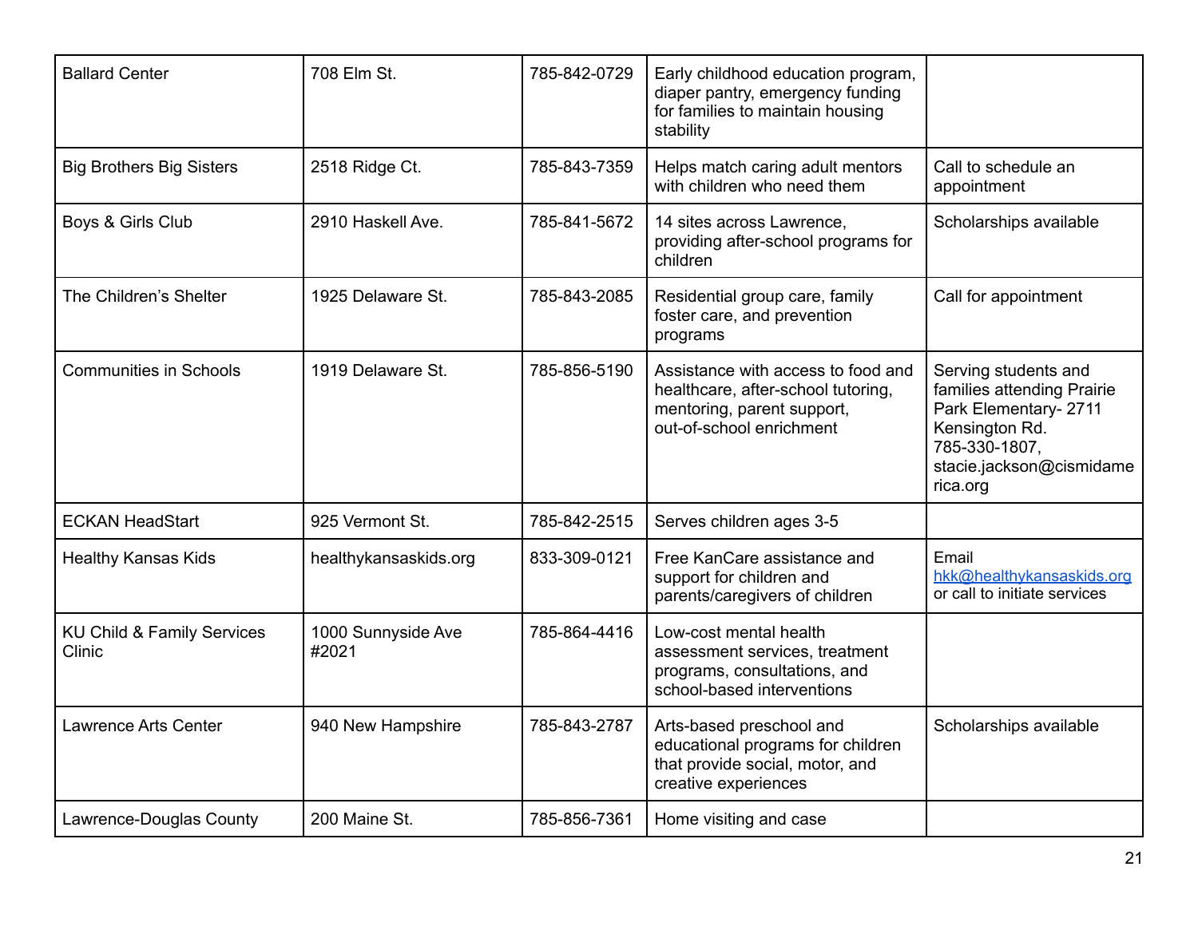| Ballard Center | 708 Elm St. | 785-842-0729 | Early childhood education program, diaper pantry, emergency funding for families to maintain housing stability | |
|---|---|---|---|---|
| Big Brothers Big Sisters | 2518 Ridge Ct. | 785-843-7359 | Helps match caring adult mentors with children who need them | Call to schedule an appointment |
| Boys & Girls Club | 2910 Haskell Ave. | 785-841-5672 | 14 sites across Lawrence, providing after-school programs for children | Scholarships available |
| The Children's Shelter | 1925 Delaware St. | 785-843-2085 | Residential group care, family foster care, and prevention programs | Call for appointment |
| Communities in Schools | 1919 Delaware St. | 785-856-5190 | Assistance with access to food and healthcare, after-school tutoring, mentoring, parent support, out-of-school enrichment | Serving students and families attending Prairie Park Elementary- 2711 Kensington Rd. 785-330-1807, stacie.jackson@cismidamerica.org |
| ECKAN HeadStart | 925 Vermont St. | 785-842-2515 | Serves children ages 3-5 | |
| Healthy Kansas Kids | healthykansaskids.org | 833-309-0121 | Free KanCare assistance and support for children and parents/caregivers of children | Email hkk@healthykansaskids.org or call to initiate services |
| KU Child & Family Services Clinic | 1000 Sunnyside Ave #2021 | 785-864-4416 | Low-cost mental health assessment services, treatment programs, consultations, and school-based interventions | |
| Lawrence Arts Center | 940 New Hampshire | 785-843-2787 | Arts-based preschool and educational programs for children that provide social, motor, and creative experiences | Scholarships available |
| Lawrence-Douglas County | 200 Maine St. | 785-856-7361 | Home visiting and case | |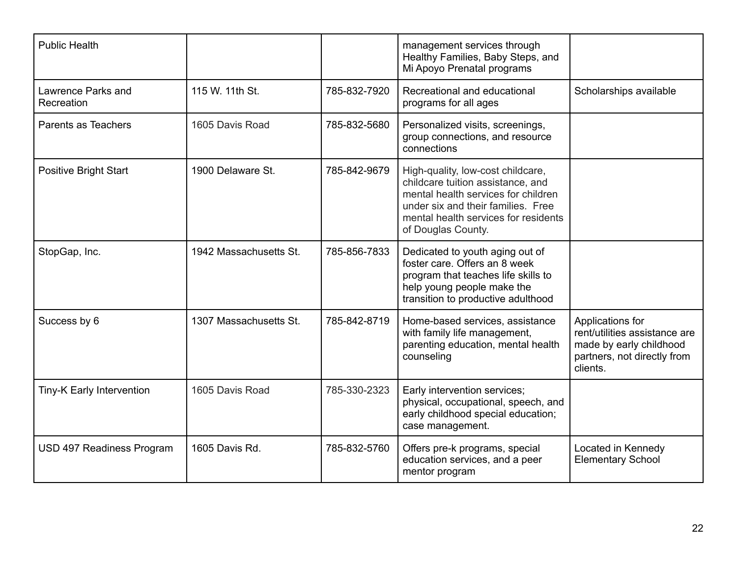| | | | | |
|---|---|---|---|---|
| Public Health | | | management services through Healthy Families, Baby Steps, and Mi Apoyo Prenatal programs | |
| Lawrence Parks and Recreation | 115 W. 11th St. | 785-832-7920 | Recreational and educational programs for all ages | Scholarships available |
| Parents as Teachers | 1605 Davis Road | 785-832-5680 | Personalized visits, screenings, group connections, and resource connections | |
| Positive Bright Start | 1900 Delaware St. | 785-842-9679 | High-quality, low-cost childcare, childcare tuition assistance, and mental health services for children under six and their families. Free mental health services for residents of Douglas County. | |
| StopGap, Inc. | 1942 Massachusetts St. | 785-856-7833 | Dedicated to youth aging out of foster care. Offers an 8 week program that teaches life skills to help young people make the transition to productive adulthood | |
| Success by 6 | 1307 Massachusetts St. | 785-842-8719 | Home-based services, assistance with family life management, parenting education, mental health counseling | Applications for rent/utilities assistance are made by early childhood partners, not directly from clients. |
| Tiny-K Early Intervention | 1605 Davis Road | 785-330-2323 | Early intervention services; physical, occupational, speech, and early childhood special education; case management. | |
| USD 497 Readiness Program | 1605 Davis Rd. | 785-832-5760 | Offers pre-k programs, special education services, and a peer mentor program | Located in Kennedy Elementary School |